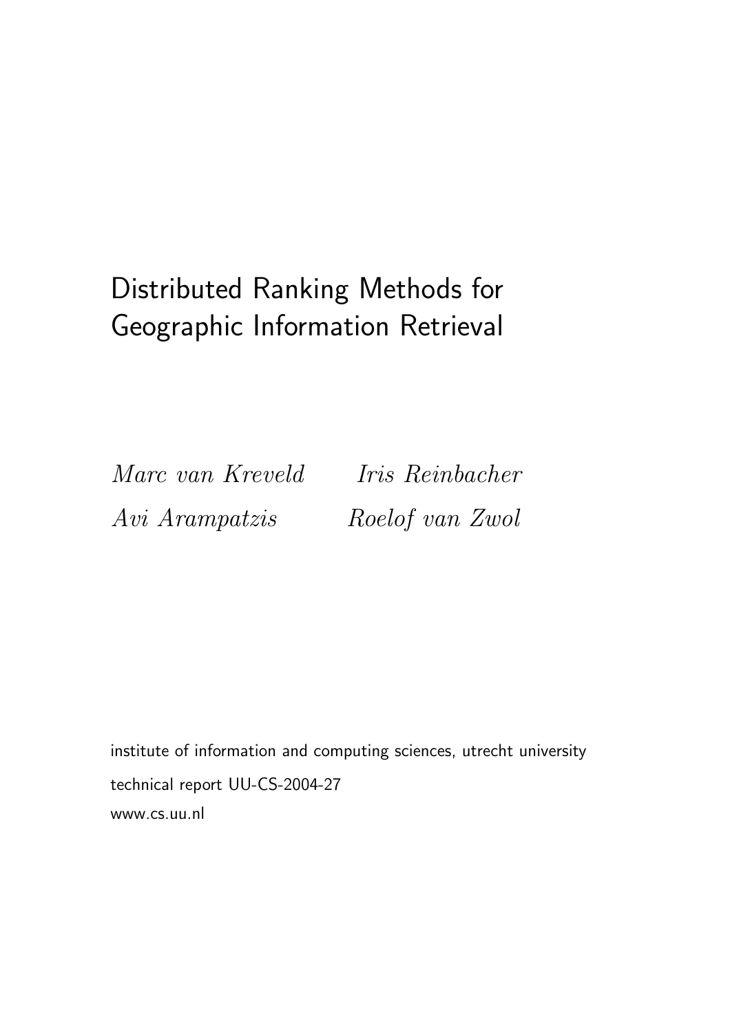# Distributed Ranking Methods for Geographic Information Retrieval

*Marc van Kreveld* *Iris Reinbacher*

*Avi Arampatzis* *Roelof van Zwol*

institute of information and computing sciences, utrecht university

technical report UU-CS-2004-27

www.cs.uu.nl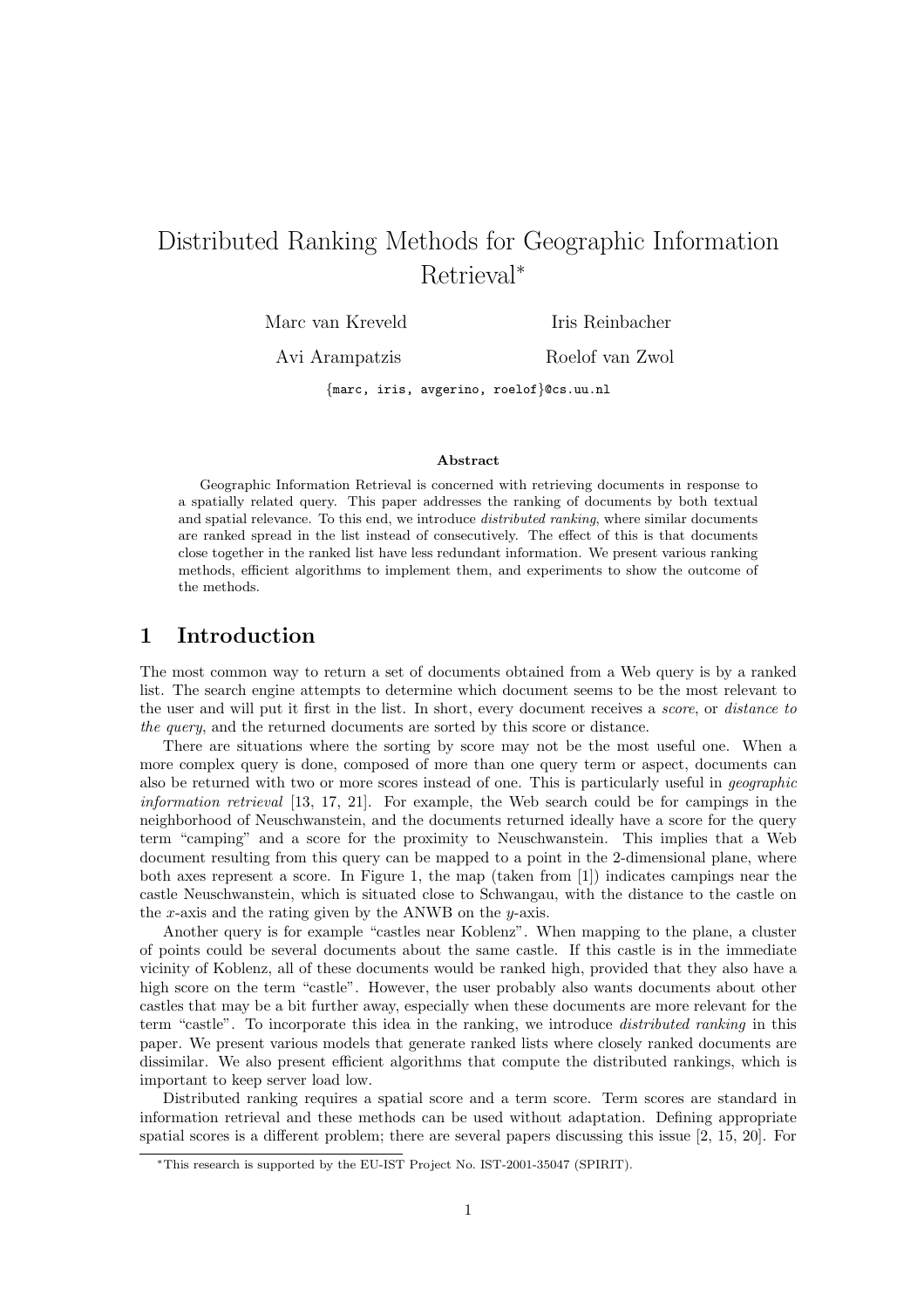# Distributed Ranking Methods for Geographic Information Retrieval*

Marc van Kreveld

Iris Reinbacher

Avi Arampatzis

Roelof van Zwol

{marc, iris, avgerino, roelof}@cs.uu.nl

### Abstract

Geographic Information Retrieval is concerned with retrieving documents in response to a spatially related query. This paper addresses the ranking of documents by both textual and spatial relevance. To this end, we introduce *distributed ranking*, where similar documents are ranked spread in the list instead of consecutively. The effect of this is that documents close together in the ranked list have less redundant information. We present various ranking methods, efficient algorithms to implement them, and experiments to show the outcome of the methods.

## 1 Introduction

The most common way to return a set of documents obtained from a Web query is by a ranked list. The search engine attempts to determine which document seems to be the most relevant to the user and will put it first in the list. In short, every document receives a *score*, or *distance to the query*, and the returned documents are sorted by this score or distance.

There are situations where the sorting by score may not be the most useful one. When a more complex query is done, composed of more than one query term or aspect, documents can also be returned with two or more scores instead of one. This is particularly useful in *geographic information retrieval* [13, 17, 21]. For example, the Web search could be for campings in the neighborhood of Neuschwanstein, and the documents returned ideally have a score for the query term "camping" and a score for the proximity to Neuschwanstein. This implies that a Web document resulting from this query can be mapped to a point in the 2-dimensional plane, where both axes represent a score. In Figure 1, the map (taken from [1]) indicates campings near the castle Neuschwanstein, which is situated close to Schwangau, with the distance to the castle on the $x$-axis and the rating given by the ANWB on the $y$-axis.

Another query is for example "castles near Koblenz". When mapping to the plane, a cluster of points could be several documents about the same castle. If this castle is in the immediate vicinity of Koblenz, all of these documents would be ranked high, provided that they also have a high score on the term "castle". However, the user probably also wants documents about other castles that may be a bit further away, especially when these documents are more relevant for the term "castle". To incorporate this idea in the ranking, we introduce *distributed ranking* in this paper. We present various models that generate ranked lists where closely ranked documents are dissimilar. We also present efficient algorithms that compute the distributed rankings, which is important to keep server load low.

Distributed ranking requires a spatial score and a term score. Term scores are standard in information retrieval and these methods can be used without adaptation. Defining appropriate spatial scores is a different problem; there are several papers discussing this issue [2, 15, 20]. For

---

*This research is supported by the EU-IST Project No. IST-2001-35047 (SPIRIT).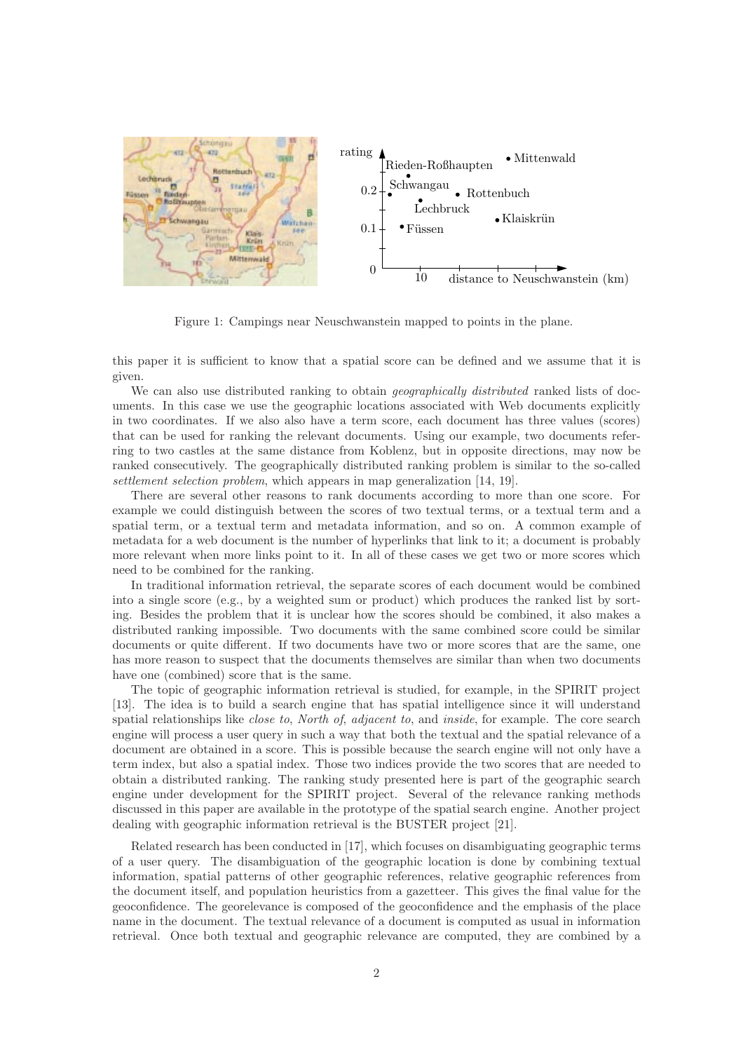Figure 1: Campings near Neuschwanstein mapped to points in the plane.

this paper it is sufficient to know that a spatial score can be defined and we assume that it is given.

We can also use distributed ranking to obtain *geographically distributed* ranked lists of documents. In this case we use the geographic locations associated with Web documents explicitly in two coordinates. If we also also have a term score, each document has three values (scores) that can be used for ranking the relevant documents. Using our example, two documents referring to two castles at the same distance from Koblenz, but in opposite directions, may now be ranked consecutively. The geographically distributed ranking problem is similar to the so-called *settlement selection problem*, which appears in map generalization [14, 19].

There are several other reasons to rank documents according to more than one score. For example we could distinguish between the scores of two textual terms, or a textual term and a spatial term, or a textual term and metadata information, and so on. A common example of metadata for a web document is the number of hyperlinks that link to it; a document is probably more relevant when more links point to it. In all of these cases we get two or more scores which need to be combined for the ranking.

In traditional information retrieval, the separate scores of each document would be combined into a single score (e.g., by a weighted sum or product) which produces the ranked list by sorting. Besides the problem that it is unclear how the scores should be combined, it also makes a distributed ranking impossible. Two documents with the same combined score could be similar documents or quite different. If two documents have two or more scores that are the same, one has more reason to suspect that the documents themselves are similar than when two documents have one (combined) score that is the same.

The topic of geographic information retrieval is studied, for example, in the SPIRIT project [13]. The idea is to build a search engine that has spatial intelligence since it will understand spatial relationships like *close to*, *North of*, *adjacent to*, and *inside*, for example. The core search engine will process a user query in such a way that both the textual and the spatial relevance of a document are obtained in a score. This is possible because the search engine will not only have a term index, but also a spatial index. Those two indices provide the two scores that are needed to obtain a distributed ranking. The ranking study presented here is part of the geographic search engine under development for the SPIRIT project. Several of the relevance ranking methods discussed in this paper are available in the prototype of the spatial search engine. Another project dealing with geographic information retrieval is the BUSTER project [21].

Related research has been conducted in [17], which focuses on disambiguating geographic terms of a user query. The disambiguation of the geographic location is done by combining textual information, spatial patterns of other geographic references, relative geographic references from the document itself, and population heuristics from a gazetteer. This gives the final value for the geoconfidence. The georelevance is composed of the geoconfidence and the emphasis of the place name in the document. The textual relevance of a document is computed as usual in information retrieval. Once both textual and geographic relevance are computed, they are combined by a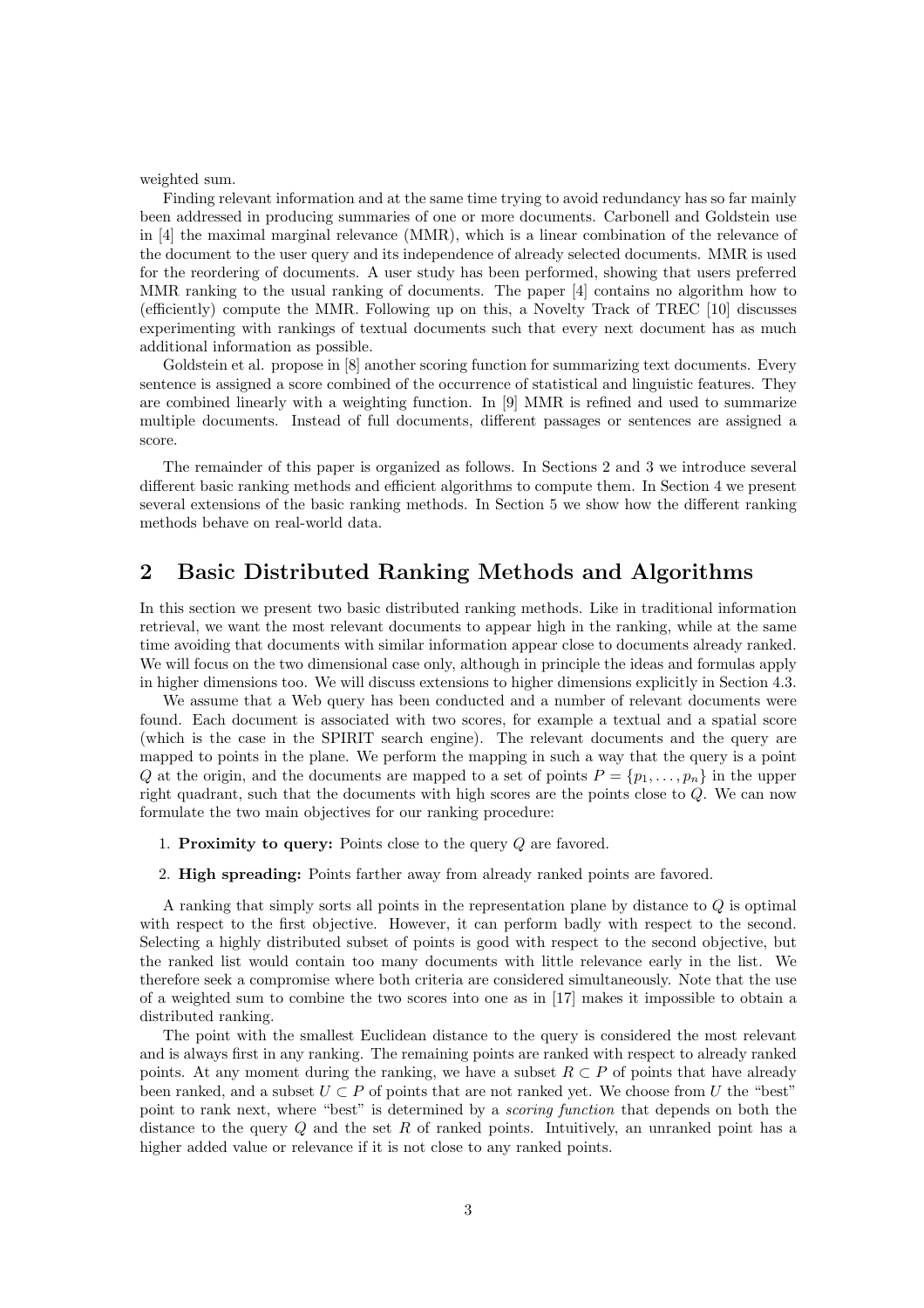weighted sum.

Finding relevant information and at the same time trying to avoid redundancy has so far mainly been addressed in producing summaries of one or more documents. Carbonell and Goldstein use in [4] the maximal marginal relevance (MMR), which is a linear combination of the relevance of the document to the user query and its independence of already selected documents. MMR is used for the reordering of documents. A user study has been performed, showing that users preferred MMR ranking to the usual ranking of documents. The paper [4] contains no algorithm how to (efficiently) compute the MMR. Following up on this, a Novelty Track of TREC [10] discusses experimenting with rankings of textual documents such that every next document has as much additional information as possible.

Goldstein et al. propose in [8] another scoring function for summarizing text documents. Every sentence is assigned a score combined of the occurrence of statistical and linguistic features. They are combined linearly with a weighting function. In [9] MMR is refined and used to summarize multiple documents. Instead of full documents, different passages or sentences are assigned a score.

The remainder of this paper is organized as follows. In Sections 2 and 3 we introduce several different basic ranking methods and efficient algorithms to compute them. In Section 4 we present several extensions of the basic ranking methods. In Section 5 we show how the different ranking methods behave on real-world data.

## 2 Basic Distributed Ranking Methods and Algorithms

In this section we present two basic distributed ranking methods. Like in traditional information retrieval, we want the most relevant documents to appear high in the ranking, while at the same time avoiding that documents with similar information appear close to documents already ranked. We will focus on the two dimensional case only, although in principle the ideas and formulas apply in higher dimensions too. We will discuss extensions to higher dimensions explicitly in Section 4.3.

We assume that a Web query has been conducted and a number of relevant documents were found. Each document is associated with two scores, for example a textual and a spatial score (which is the case in the SPIRIT search engine). The relevant documents and the query are mapped to points in the plane. We perform the mapping in such a way that the query is a point $Q$ at the origin, and the documents are mapped to a set of points $P = \{p_1, \ldots, p_n\}$ in the upper right quadrant, such that the documents with high scores are the points close to $Q$. We can now formulate the two main objectives for our ranking procedure:

1. **Proximity to query:** Points close to the query $Q$ are favored.
2. **High spreading:** Points farther away from already ranked points are favored.

A ranking that simply sorts all points in the representation plane by distance to $Q$ is optimal with respect to the first objective. However, it can perform badly with respect to the second. Selecting a highly distributed subset of points is good with respect to the second objective, but the ranked list would contain too many documents with little relevance early in the list. We therefore seek a compromise where both criteria are considered simultaneously. Note that the use of a weighted sum to combine the two scores into one as in [17] makes it impossible to obtain a distributed ranking.

The point with the smallest Euclidean distance to the query is considered the most relevant and is always first in any ranking. The remaining points are ranked with respect to already ranked points. At any moment during the ranking, we have a subset $R \subset P$ of points that have already been ranked, and a subset $U \subset P$ of points that are not ranked yet. We choose from $U$ the "best" point to rank next, where "best" is determined by a *scoring function* that depends on both the distance to the query $Q$ and the set $R$ of ranked points. Intuitively, an unranked point has a higher added value or relevance if it is not close to any ranked points.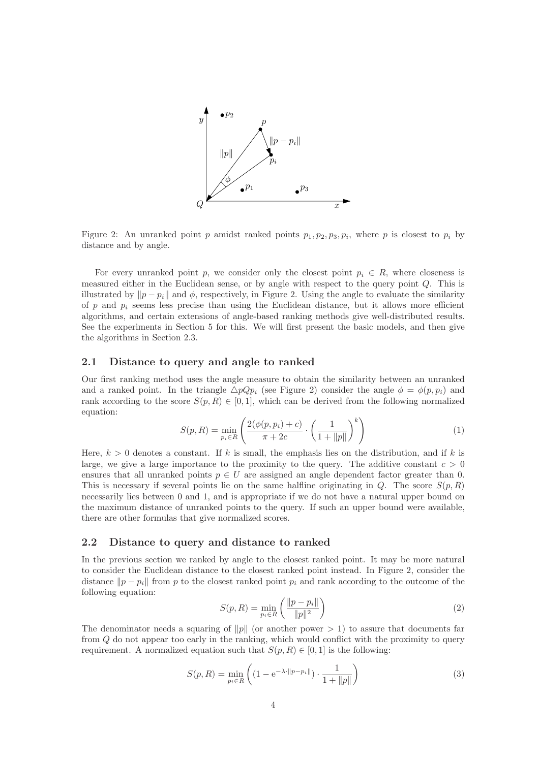Figure 2: An unranked point $p$ amidst ranked points $p_1, p_2, p_3, p_i$, where $p$ is closest to $p_i$ by distance and by angle.

For every unranked point $p$, we consider only the closest point $p_i \in R$, where closeness is measured either in the Euclidean sense, or by angle with respect to the query point $Q$. This is illustrated by $\|p - p_i\|$ and $\phi$, respectively, in Figure 2. Using the angle to evaluate the similarity of $p$ and $p_i$ seems less precise than using the Euclidean distance, but it allows more efficient algorithms, and certain extensions of angle-based ranking methods give well-distributed results. See the experiments in Section 5 for this. We will first present the basic models, and then give the algorithms in Section 2.3.

## 2.1 Distance to query and angle to ranked

Our first ranking method uses the angle measure to obtain the similarity between an unranked and a ranked point. In the triangle $\triangle pQp_i$ (see Figure 2) consider the angle $\phi = \phi(p, p_i)$ and rank according to the score $S(p, R) \in [0, 1]$, which can be derived from the following normalized equation:

$$S(p, R) = \min_{p_i \in R} \left( \frac{2(\phi(p, p_i) + c)}{\pi + 2c} \cdot \left( \frac{1}{1 + \|p\|} \right)^k \right) \tag{1}$$

Here, $k > 0$ denotes a constant. If $k$ is small, the emphasis lies on the distribution, and if $k$ is large, we give a large importance to the proximity to the query. The additive constant $c > 0$ ensures that all unranked points $p \in U$ are assigned an angle dependent factor greater than 0. This is necessary if several points lie on the same halfline originating in $Q$. The score $S(p, R)$ necessarily lies between 0 and 1, and is appropriate if we do not have a natural upper bound on the maximum distance of unranked points to the query. If such an upper bound were available, there are other formulas that give normalized scores.

## 2.2 Distance to query and distance to ranked

In the previous section we ranked by angle to the closest ranked point. It may be more natural to consider the Euclidean distance to the closest ranked point instead. In Figure 2, consider the distance $\|p - p_i\|$ from $p$ to the closest ranked point $p_i$ and rank according to the outcome of the following equation:

$$S(p, R) = \min_{p_i \in R} \left( \frac{\|p - p_i\|}{\|p\|^2} \right) \tag{2}$$

The denominator needs a squaring of $\|p\|$ (or another power $> 1$) to assure that documents far from $Q$ do not appear too early in the ranking, which would conflict with the proximity to query requirement. A normalized equation such that $S(p, R) \in [0, 1]$ is the following:

$$S(p, R) = \min_{p_i \in R} \left( (1 - \mathrm{e}^{-\lambda \cdot \|p - p_i\|}) \cdot \frac{1}{1 + \|p\|} \right) \tag{3}$$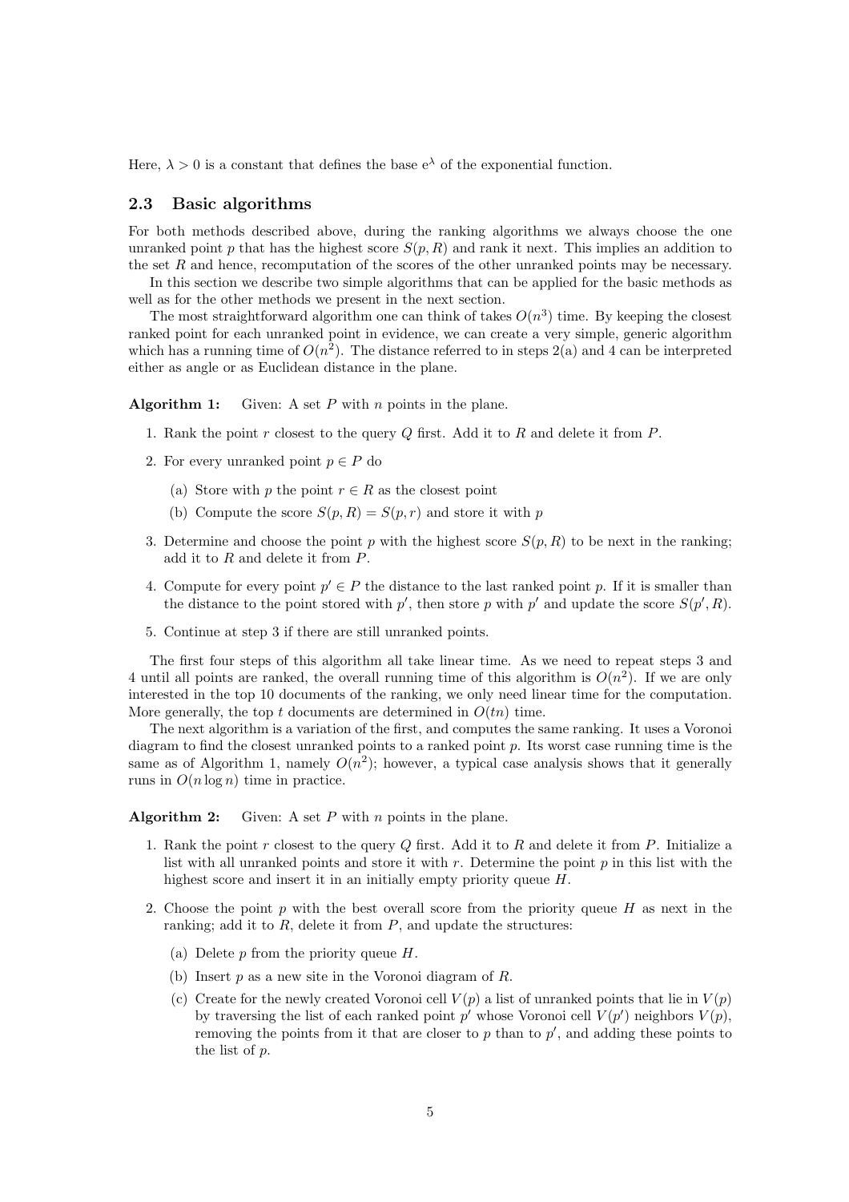Here, $\lambda > 0$ is a constant that defines the base $e^{\lambda}$ of the exponential function.

### 2.3 Basic algorithms

For both methods described above, during the ranking algorithms we always choose the one unranked point $p$ that has the highest score $S(p, R)$ and rank it next. This implies an addition to the set $R$ and hence, recomputation of the scores of the other unranked points may be necessary.

In this section we describe two simple algorithms that can be applied for the basic methods as well as for the other methods we present in the next section.

The most straightforward algorithm one can think of takes $O(n^3)$ time. By keeping the closest ranked point for each unranked point in evidence, we can create a very simple, generic algorithm which has a running time of $O(n^2)$. The distance referred to in steps 2(a) and 4 can be interpreted either as angle or as Euclidean distance in the plane.

**Algorithm 1:** Given: A set $P$ with $n$ points in the plane.

1. Rank the point $r$ closest to the query $Q$ first. Add it to $R$ and delete it from $P$.
2. For every unranked point $p \in P$ do
   (a) Store with $p$ the point $r \in R$ as the closest point
   (b) Compute the score $S(p, R) = S(p, r)$ and store it with $p$
3. Determine and choose the point $p$ with the highest score $S(p, R)$ to be next in the ranking; add it to $R$ and delete it from $P$.
4. Compute for every point $p' \in P$ the distance to the last ranked point $p$. If it is smaller than the distance to the point stored with $p'$, then store $p$ with $p'$ and update the score $S(p', R)$.
5. Continue at step 3 if there are still unranked points.

The first four steps of this algorithm all take linear time. As we need to repeat steps 3 and 4 until all points are ranked, the overall running time of this algorithm is $O(n^2)$. If we are only interested in the top 10 documents of the ranking, we only need linear time for the computation. More generally, the top $t$ documents are determined in $O(tn)$ time.

The next algorithm is a variation of the first, and computes the same ranking. It uses a Voronoi diagram to find the closest unranked points to a ranked point $p$. Its worst case running time is the same as of Algorithm 1, namely $O(n^2)$; however, a typical case analysis shows that it generally runs in $O(n \log n)$ time in practice.

**Algorithm 2:** Given: A set $P$ with $n$ points in the plane.

1. Rank the point $r$ closest to the query $Q$ first. Add it to $R$ and delete it from $P$. Initialize a list with all unranked points and store it with $r$. Determine the point $p$ in this list with the highest score and insert it in an initially empty priority queue $H$.
2. Choose the point $p$ with the best overall score from the priority queue $H$ as next in the ranking; add it to $R$, delete it from $P$, and update the structures:
   (a) Delete $p$ from the priority queue $H$.
   (b) Insert $p$ as a new site in the Voronoi diagram of $R$.
   (c) Create for the newly created Voronoi cell $V(p)$ a list of unranked points that lie in $V(p)$ by traversing the list of each ranked point $p'$ whose Voronoi cell $V(p')$ neighbors $V(p)$, removing the points from it that are closer to $p$ than to $p'$, and adding these points to the list of $p$.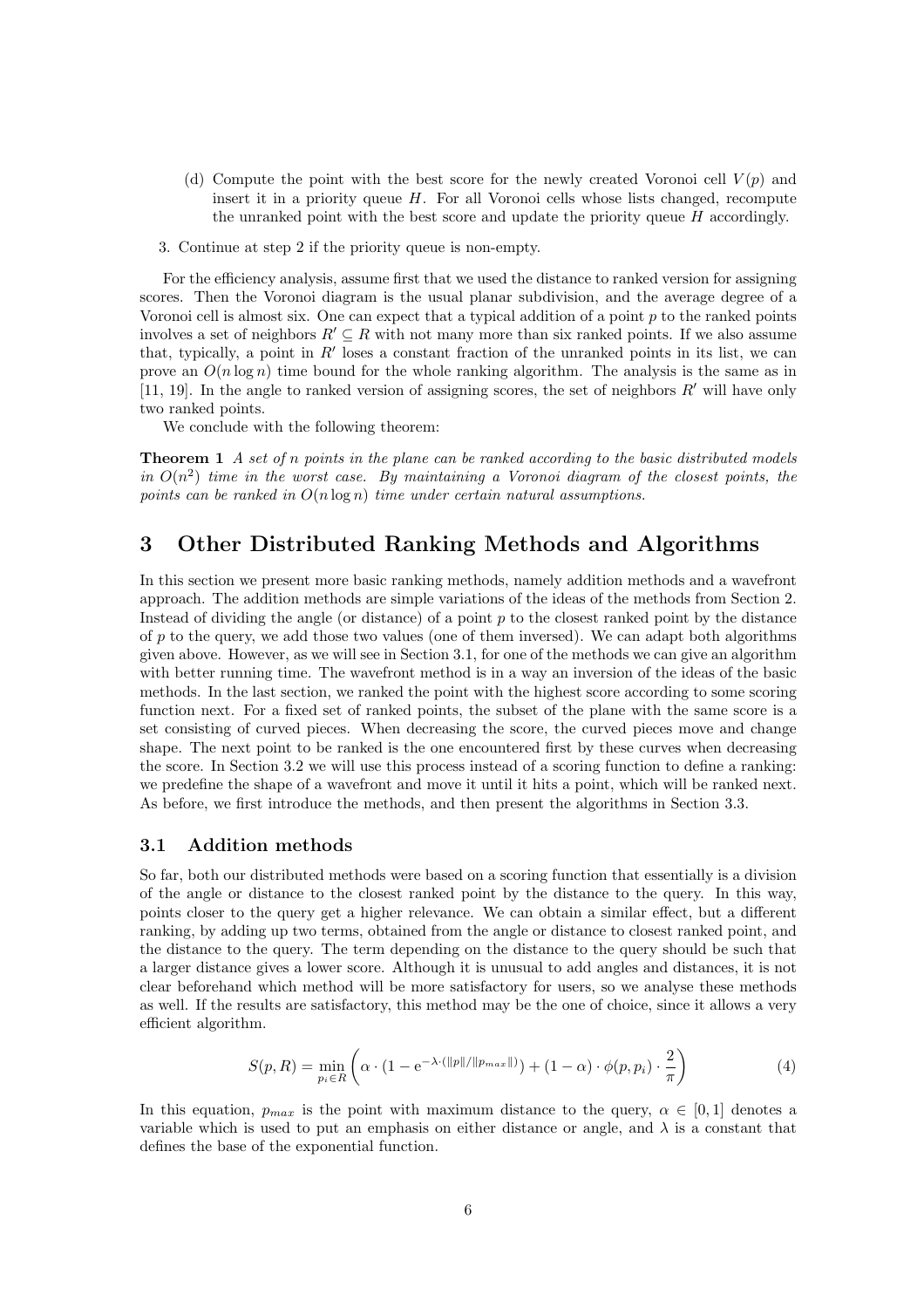(d) Compute the point with the best score for the newly created Voronoi cell $V(p)$ and insert it in a priority queue $H$. For all Voronoi cells whose lists changed, recompute the unranked point with the best score and update the priority queue $H$ accordingly.

3. Continue at step 2 if the priority queue is non-empty.

For the efficiency analysis, assume first that we used the distance to ranked version for assigning scores. Then the Voronoi diagram is the usual planar subdivision, and the average degree of a Voronoi cell is almost six. One can expect that a typical addition of a point $p$ to the ranked points involves a set of neighbors $R' \subseteq R$ with not many more than six ranked points. If we also assume that, typically, a point in $R'$ loses a constant fraction of the unranked points in its list, we can prove an $O(n \log n)$ time bound for the whole ranking algorithm. The analysis is the same as in [11, 19]. In the angle to ranked version of assigning scores, the set of neighbors $R'$ will have only two ranked points.

We conclude with the following theorem:

**Theorem 1** *A set of $n$ points in the plane can be ranked according to the basic distributed models in $O(n^2)$ time in the worst case. By maintaining a Voronoi diagram of the closest points, the points can be ranked in $O(n \log n)$ time under certain natural assumptions.*

# 3 Other Distributed Ranking Methods and Algorithms

In this section we present more basic ranking methods, namely addition methods and a wavefront approach. The addition methods are simple variations of the ideas of the methods from Section 2. Instead of dividing the angle (or distance) of a point $p$ to the closest ranked point by the distance of $p$ to the query, we add those two values (one of them inversed). We can adapt both algorithms given above. However, as we will see in Section 3.1, for one of the methods we can give an algorithm with better running time. The wavefront method is in a way an inversion of the ideas of the basic methods. In the last section, we ranked the point with the highest score according to some scoring function next. For a fixed set of ranked points, the subset of the plane with the same score is a set consisting of curved pieces. When decreasing the score, the curved pieces move and change shape. The next point to be ranked is the one encountered first by these curves when decreasing the score. In Section 3.2 we will use this process instead of a scoring function to define a ranking: we predefine the shape of a wavefront and move it until it hits a point, which will be ranked next. As before, we first introduce the methods, and then present the algorithms in Section 3.3.

## 3.1 Addition methods

So far, both our distributed methods were based on a scoring function that essentially is a division of the angle or distance to the closest ranked point by the distance to the query. In this way, points closer to the query get a higher relevance. We can obtain a similar effect, but a different ranking, by adding up two terms, obtained from the angle or distance to closest ranked point, and the distance to the query. The term depending on the distance to the query should be such that a larger distance gives a lower score. Although it is unusual to add angles and distances, it is not clear beforehand which method will be more satisfactory for users, so we analyse these methods as well. If the results are satisfactory, this method may be the one of choice, since it allows a very efficient algorithm.

$$S(p, R) = \min_{p_i \in R} \left( \alpha \cdot (1 - \mathrm{e}^{-\lambda \cdot (\|p\| / \|p_{max}\|)}) + (1 - \alpha) \cdot \phi(p, p_i) \cdot \frac{2}{\pi} \right) \tag{4}$$

In this equation, $p_{max}$ is the point with maximum distance to the query, $\alpha \in [0, 1]$ denotes a variable which is used to put an emphasis on either distance or angle, and $\lambda$ is a constant that defines the base of the exponential function.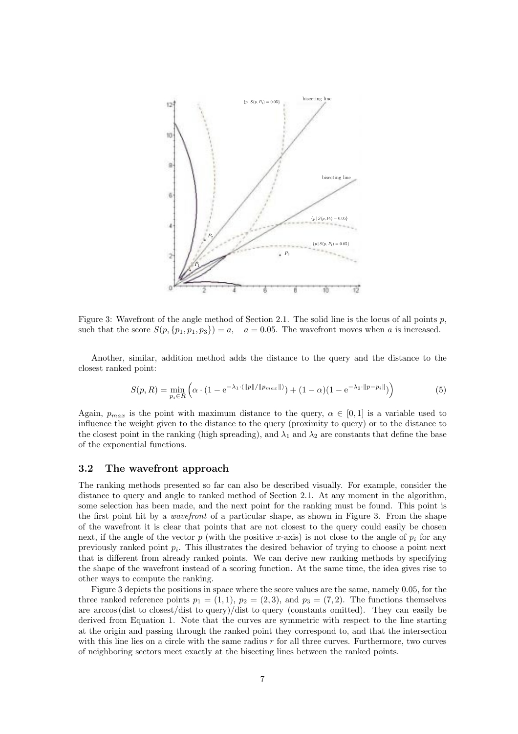Figure 3: Wavefront of the angle method of Section 2.1. The solid line is the locus of all points $p$, such that the score $S(p, \{p_1, p_1, p_3\}) = a, \quad a = 0.05$. The wavefront moves when $a$ is increased.

Another, similar, addition method adds the distance to the query and the distance to the closest ranked point:

$$S(p,R) = \min_{p_i \in R} \left( \alpha \cdot (1 - \mathrm{e}^{-\lambda_1 \cdot (\|p\|/\|p_{max}\|)}) + (1-\alpha)(1 - \mathrm{e}^{-\lambda_2 \cdot \|p - p_i\|}) \right) \tag{5}$$

Again, $p_{max}$ is the point with maximum distance to the query, $\alpha \in [0,1]$ is a variable used to influence the weight given to the distance to the query (proximity to query) or to the distance to the closest point in the ranking (high spreading), and $\lambda_1$ and $\lambda_2$ are constants that define the base of the exponential functions.

### 3.2 The wavefront approach

The ranking methods presented so far can also be described visually. For example, consider the distance to query and angle to ranked method of Section 2.1. At any moment in the algorithm, some selection has been made, and the next point for the ranking must be found. This point is the first point hit by a *wavefront* of a particular shape, as shown in Figure 3. From the shape of the wavefront it is clear that points that are not closest to the query could easily be chosen next, if the angle of the vector $p$ (with the positive $x$-axis) is not close to the angle of $p_i$ for any previously ranked point $p_i$. This illustrates the desired behavior of trying to choose a point next that is different from already ranked points. We can derive new ranking methods by specifying the shape of the wavefront instead of a scoring function. At the same time, the idea gives rise to other ways to compute the ranking.

Figure 3 depicts the positions in space where the score values are the same, namely 0.05, for the three ranked reference points $p_1 = (1,1)$, $p_2 = (2,3)$, and $p_3 = (7,2)$. The functions themselves are arccos (dist to closest/dist to query)/dist to query (constants omitted). They can easily be derived from Equation 1. Note that the curves are symmetric with respect to the line starting at the origin and passing through the ranked point they correspond to, and that the intersection with this line lies on a circle with the same radius $r$ for all three curves. Furthermore, two curves of neighboring sectors meet exactly at the bisecting lines between the ranked points.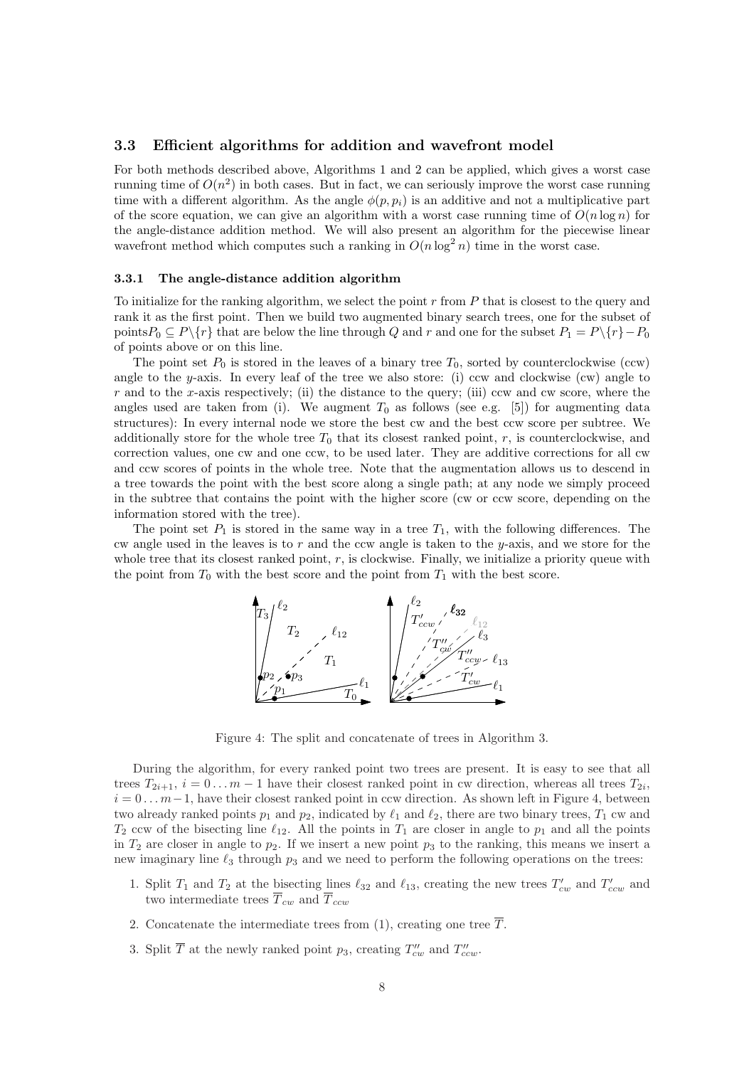### 3.3 Efficient algorithms for addition and wavefront model

For both methods described above, Algorithms 1 and 2 can be applied, which gives a worst case running time of $O(n^2)$ in both cases. But in fact, we can seriously improve the worst case running time with a different algorithm. As the angle $\phi(p, p_i)$ is an additive and not a multiplicative part of the score equation, we can give an algorithm with a worst case running time of $O(n \log n)$ for the angle-distance addition method. We will also present an algorithm for the piecewise linear wavefront method which computes such a ranking in $O(n \log^2 n)$ time in the worst case.

#### 3.3.1 The angle-distance addition algorithm

To initialize for the ranking algorithm, we select the point $r$ from $P$ that is closest to the query and rank it as the first point. Then we build two augmented binary search trees, one for the subset of points$P_0 \subseteq P \backslash \{r\}$ that are below the line through $Q$ and $r$ and one for the subset $P_1 = P \backslash \{r\} - P_0$ of points above or on this line.

The point set $P_0$ is stored in the leaves of a binary tree $T_0$, sorted by counterclockwise (ccw) angle to the $y$-axis. In every leaf of the tree we also store: (i) ccw and clockwise (cw) angle to $r$ and to the $x$-axis respectively; (ii) the distance to the query; (iii) ccw and cw score, where the angles used are taken from (i). We augment $T_0$ as follows (see e.g. [5]) for augmenting data structures): In every internal node we store the best cw and the best ccw score per subtree. We additionally store for the whole tree $T_0$ that its closest ranked point, $r$, is counterclockwise, and correction values, one cw and one ccw, to be used later. They are additive corrections for all cw and ccw scores of points in the whole tree. Note that the augmentation allows us to descend in a tree towards the point with the best score along a single path; at any node we simply proceed in the subtree that contains the point with the higher score (cw or ccw score, depending on the information stored with the tree).

The point set $P_1$ is stored in the same way in a tree $T_1$, with the following differences. The cw angle used in the leaves is to $r$ and the ccw angle is taken to the $y$-axis, and we store for the whole tree that its closest ranked point, $r$, is clockwise. Finally, we initialize a priority queue with the point from $T_0$ with the best score and the point from $T_1$ with the best score.

Figure 4: The split and concatenate of trees in Algorithm 3.

During the algorithm, for every ranked point two trees are present. It is easy to see that all trees $T_{2i+1}$, $i = 0 \ldots m-1$ have their closest ranked point in cw direction, whereas all trees $T_{2i}$, $i = 0 \ldots m-1$, have their closest ranked point in ccw direction. As shown left in Figure 4, between two already ranked points $p_1$ and $p_2$, indicated by $\ell_1$ and $\ell_2$, there are two binary trees, $T_1$ cw and $T_2$ ccw of the bisecting line $\ell_{12}$. All the points in $T_1$ are closer in angle to $p_1$ and all the points in $T_2$ are closer in angle to $p_2$. If we insert a new point $p_3$ to the ranking, this means we insert a new imaginary line $\ell_3$ through $p_3$ and we need to perform the following operations on the trees:

1. Split $T_1$ and $T_2$ at the bisecting lines $\ell_{32}$ and $\ell_{13}$, creating the new trees $T'_{cw}$ and $T'_{ccw}$ and two intermediate trees $\overline{T}_{cw}$ and $\overline{T}_{ccw}$
2. Concatenate the intermediate trees from (1), creating one tree $\overline{T}$.
3. Split $\overline{T}$ at the newly ranked point $p_3$, creating $T''_{cw}$ and $T''_{ccw}$.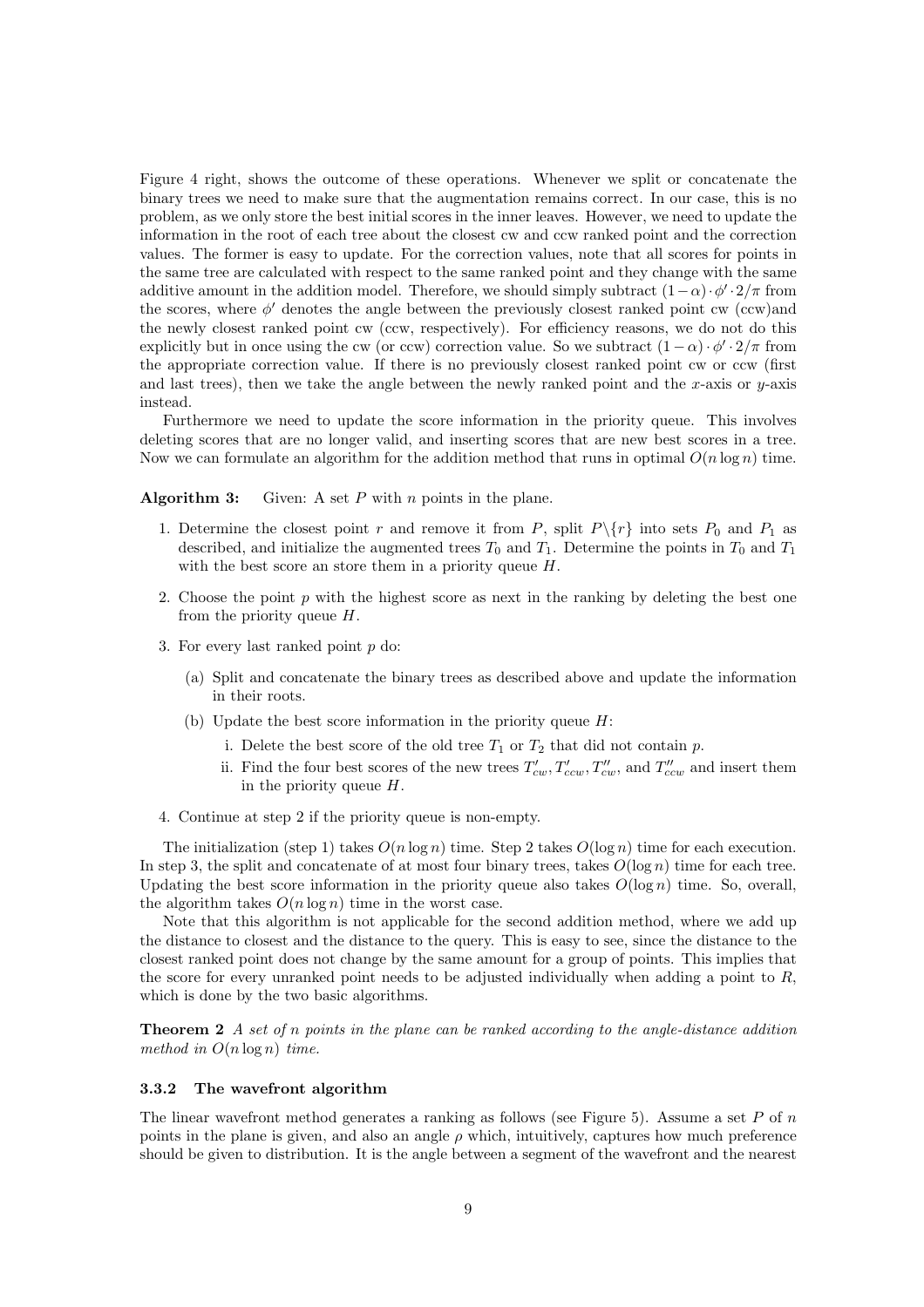Figure 4 right, shows the outcome of these operations. Whenever we split or concatenate the binary trees we need to make sure that the augmentation remains correct. In our case, this is no problem, as we only store the best initial scores in the inner leaves. However, we need to update the information in the root of each tree about the closest cw and ccw ranked point and the correction values. The former is easy to update. For the correction values, note that all scores for points in the same tree are calculated with respect to the same ranked point and they change with the same additive amount in the addition model. Therefore, we should simply subtract $(1-\alpha)\cdot\phi'\cdot 2/\pi$ from the scores, where $\phi'$ denotes the angle between the previously closest ranked point cw (ccw)and the newly closest ranked point cw (ccw, respectively). For efficiency reasons, we do not do this explicitly but in once using the cw (or ccw) correction value. So we subtract $(1-\alpha)\cdot\phi'\cdot 2/\pi$ from the appropriate correction value. If there is no previously closest ranked point cw or ccw (first and last trees), then we take the angle between the newly ranked point and the $x$-axis or $y$-axis instead.

Furthermore we need to update the score information in the priority queue. This involves deleting scores that are no longer valid, and inserting scores that are new best scores in a tree. Now we can formulate an algorithm for the addition method that runs in optimal $O(n \log n)$ time.

**Algorithm 3:** Given: A set $P$ with $n$ points in the plane.

1. Determine the closest point $r$ and remove it from $P$, split $P\backslash\{r\}$ into sets $P_0$ and $P_1$ as described, and initialize the augmented trees $T_0$ and $T_1$. Determine the points in $T_0$ and $T_1$ with the best score an store them in a priority queue $H$.
2. Choose the point $p$ with the highest score as next in the ranking by deleting the best one from the priority queue $H$.
3. For every last ranked point $p$ do:
   (a) Split and concatenate the binary trees as described above and update the information in their roots.
   (b) Update the best score information in the priority queue $H$:
      i. Delete the best score of the old tree $T_1$ or $T_2$ that did not contain $p$.
      ii. Find the four best scores of the new trees $T'_{cw}, T'_{ccw}, T''_{cw}$, and $T''_{ccw}$ and insert them in the priority queue $H$.
4. Continue at step 2 if the priority queue is non-empty.

The initialization (step 1) takes $O(n \log n)$ time. Step 2 takes $O(\log n)$ time for each execution. In step 3, the split and concatenate of at most four binary trees, takes $O(\log n)$ time for each tree. Updating the best score information in the priority queue also takes $O(\log n)$ time. So, overall, the algorithm takes $O(n \log n)$ time in the worst case.

Note that this algorithm is not applicable for the second addition method, where we add up the distance to closest and the distance to the query. This is easy to see, since the distance to the closest ranked point does not change by the same amount for a group of points. This implies that the score for every unranked point needs to be adjusted individually when adding a point to $R$, which is done by the two basic algorithms.

**Theorem 2** *A set of $n$ points in the plane can be ranked according to the angle-distance addition method in $O(n \log n)$ time.*

### 3.3.2 The wavefront algorithm

The linear wavefront method generates a ranking as follows (see Figure 5). Assume a set $P$ of $n$ points in the plane is given, and also an angle $\rho$ which, intuitively, captures how much preference should be given to distribution. It is the angle between a segment of the wavefront and the nearest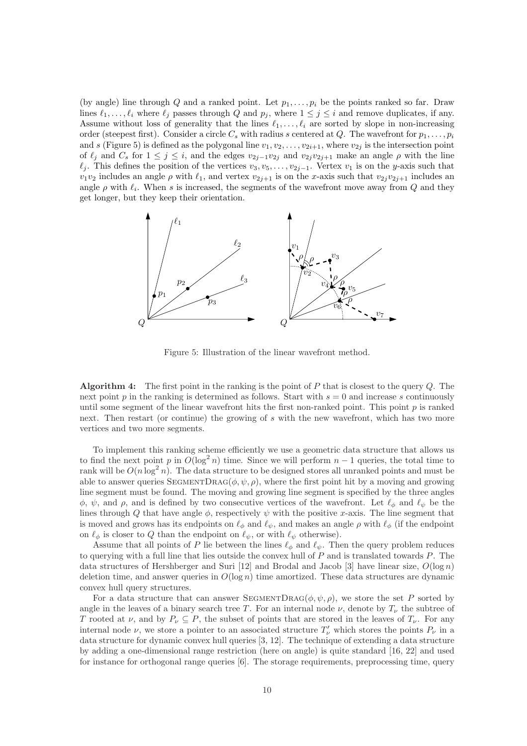(by angle) line through $Q$ and a ranked point. Let $p_1, \ldots, p_i$ be the points ranked so far. Draw lines $\ell_1, \ldots, \ell_i$ where $\ell_j$ passes through $Q$ and $p_j$, where $1 \leq j \leq i$ and remove duplicates, if any. Assume without loss of generality that the lines $\ell_1, \ldots, \ell_i$ are sorted by slope in non-increasing order (steepest first). Consider a circle $C_s$ with radius $s$ centered at $Q$. The wavefront for $p_1, \ldots, p_i$ and $s$ (Figure 5) is defined as the polygonal line $v_1, v_2, \ldots, v_{2i+1}$, where $v_{2j}$ is the intersection point of $\ell_j$ and $C_s$ for $1 \leq j \leq i$, and the edges $v_{2j-1}v_{2j}$ and $v_{2j}v_{2j+1}$ make an angle $\rho$ with the line $\ell_j$. This defines the position of the vertices $v_3, v_5, \ldots, v_{2j-1}$. Vertex $v_1$ is on the $y$-axis such that $v_1v_2$ includes an angle $\rho$ with $\ell_1$, and vertex $v_{2j+1}$ is on the $x$-axis such that $v_{2j}v_{2j+1}$ includes an angle $\rho$ with $\ell_i$. When $s$ is increased, the segments of the wavefront move away from $Q$ and they get longer, but they keep their orientation.

Figure 5: Illustration of the linear wavefront method.

**Algorithm 4:** The first point in the ranking is the point of $P$ that is closest to the query $Q$. The next point $p$ in the ranking is determined as follows. Start with $s = 0$ and increase $s$ continuously until some segment of the linear wavefront hits the first non-ranked point. This point $p$ is ranked next. Then restart (or continue) the growing of $s$ with the new wavefront, which has two more vertices and two more segments.

To implement this ranking scheme efficiently we use a geometric data structure that allows us to find the next point $p$ in $O(\log^2 n)$ time. Since we will perform $n - 1$ queries, the total time to rank will be $O(n \log^2 n)$. The data structure to be designed stores all unranked points and must be able to answer queries SegmentDrag$(\phi, \psi, \rho)$, where the first point hit by a moving and growing line segment must be found. The moving and growing line segment is specified by the three angles $\phi$, $\psi$, and $\rho$, and is defined by two consecutive vertices of the wavefront. Let $\ell_\phi$ and $\ell_\psi$ be the lines through $Q$ that have angle $\phi$, respectively $\psi$ with the positive $x$-axis. The line segment that is moved and grows has its endpoints on $\ell_\phi$ and $\ell_\psi$, and makes an angle $\rho$ with $\ell_\phi$ (if the endpoint on $\ell_\phi$ is closer to $Q$ than the endpoint on $\ell_\psi$, or with $\ell_\psi$ otherwise).

Assume that all points of $P$ lie between the lines $\ell_\phi$ and $\ell_\psi$. Then the query problem reduces to querying with a full line that lies outside the convex hull of $P$ and is translated towards $P$. The data structures of Hershberger and Suri [12] and Brodal and Jacob [3] have linear size, $O(\log n)$ deletion time, and answer queries in $O(\log n)$ time amortized. These data structures are dynamic convex hull query structures.

For a data structure that can answer SegmentDrag$(\phi, \psi, \rho)$, we store the set $P$ sorted by angle in the leaves of a binary search tree $T$. For an internal node $\nu$, denote by $T_\nu$ the subtree of $T$ rooted at $\nu$, and by $P_\nu \subseteq P$, the subset of points that are stored in the leaves of $T_\nu$. For any internal node $\nu$, we store a pointer to an associated structure $T'_\nu$ which stores the points $P_\nu$ in a data structure for dynamic convex hull queries [3, 12]. The technique of extending a data structure by adding a one-dimensional range restriction (here on angle) is quite standard [16, 22] and used for instance for orthogonal range queries [6]. The storage requirements, preprocessing time, query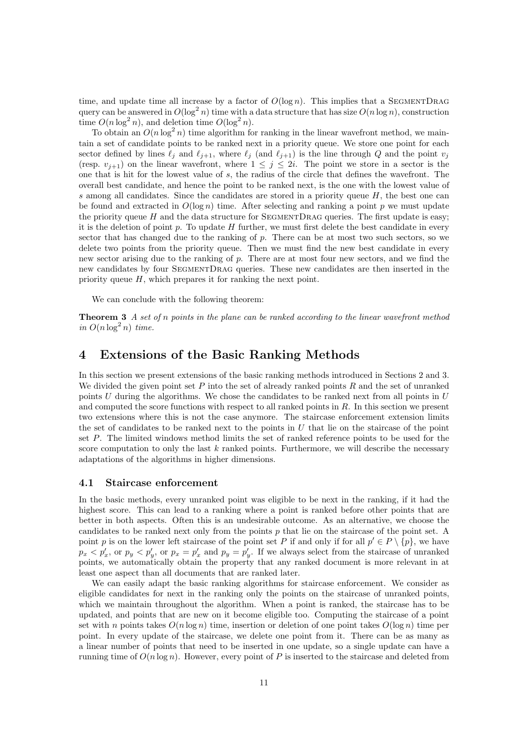time, and update time all increase by a factor of $O(\log n)$. This implies that a SegmentDrag query can be answered in $O(\log^2 n)$ time with a data structure that has size $O(n \log n)$, construction time $O(n \log^2 n)$, and deletion time $O(\log^2 n)$.

To obtain an $O(n \log^2 n)$ time algorithm for ranking in the linear wavefront method, we maintain a set of candidate points to be ranked next in a priority queue. We store one point for each sector defined by lines $\ell_j$ and $\ell_{j+1}$, where $\ell_j$ (and $\ell_{j+1}$) is the line through $Q$ and the point $v_j$ (resp. $v_{j+1}$) on the linear wavefront, where $1 \leq j \leq 2i$. The point we store in a sector is the one that is hit for the lowest value of $s$, the radius of the circle that defines the wavefront. The overall best candidate, and hence the point to be ranked next, is the one with the lowest value of $s$ among all candidates. Since the candidates are stored in a priority queue $H$, the best one can be found and extracted in $O(\log n)$ time. After selecting and ranking a point $p$ we must update the priority queue $H$ and the data structure for SegmentDrag queries. The first update is easy; it is the deletion of point $p$. To update $H$ further, we must first delete the best candidate in every sector that has changed due to the ranking of $p$. There can be at most two such sectors, so we delete two points from the priority queue. Then we must find the new best candidate in every new sector arising due to the ranking of $p$. There are at most four new sectors, and we find the new candidates by four SegmentDrag queries. These new candidates are then inserted in the priority queue $H$, which prepares it for ranking the next point.

We can conclude with the following theorem:

**Theorem 3** *A set of $n$ points in the plane can be ranked according to the linear wavefront method in $O(n \log^2 n)$ time.*

# 4 Extensions of the Basic Ranking Methods

In this section we present extensions of the basic ranking methods introduced in Sections 2 and 3. We divided the given point set $P$ into the set of already ranked points $R$ and the set of unranked points $U$ during the algorithms. We chose the candidates to be ranked next from all points in $U$ and computed the score functions with respect to all ranked points in $R$. In this section we present two extensions where this is not the case anymore. The staircase enforcement extension limits the set of candidates to be ranked next to the points in $U$ that lie on the staircase of the point set $P$. The limited windows method limits the set of ranked reference points to be used for the score computation to only the last $k$ ranked points. Furthermore, we will describe the necessary adaptations of the algorithms in higher dimensions.

## 4.1 Staircase enforcement

In the basic methods, every unranked point was eligible to be next in the ranking, if it had the highest score. This can lead to a ranking where a point is ranked before other points that are better in both aspects. Often this is an undesirable outcome. As an alternative, we choose the candidates to be ranked next only from the points $p$ that lie on the staircase of the point set. A point $p$ is on the lower left staircase of the point set $P$ if and only if for all $p' \in P \setminus \{p\}$, we have $p_x < p'_x$, or $p_y < p'_y$, or $p_x = p'_x$ and $p_y = p'_y$. If we always select from the staircase of unranked points, we automatically obtain the property that any ranked document is more relevant in at least one aspect than all documents that are ranked later.

We can easily adapt the basic ranking algorithms for staircase enforcement. We consider as eligible candidates for next in the ranking only the points on the staircase of unranked points, which we maintain throughout the algorithm. When a point is ranked, the staircase has to be updated, and points that are new on it become eligible too. Computing the staircase of a point set with $n$ points takes $O(n \log n)$ time, insertion or deletion of one point takes $O(\log n)$ time per point. In every update of the staircase, we delete one point from it. There can be as many as a linear number of points that need to be inserted in one update, so a single update can have a running time of $O(n \log n)$. However, every point of $P$ is inserted to the staircase and deleted from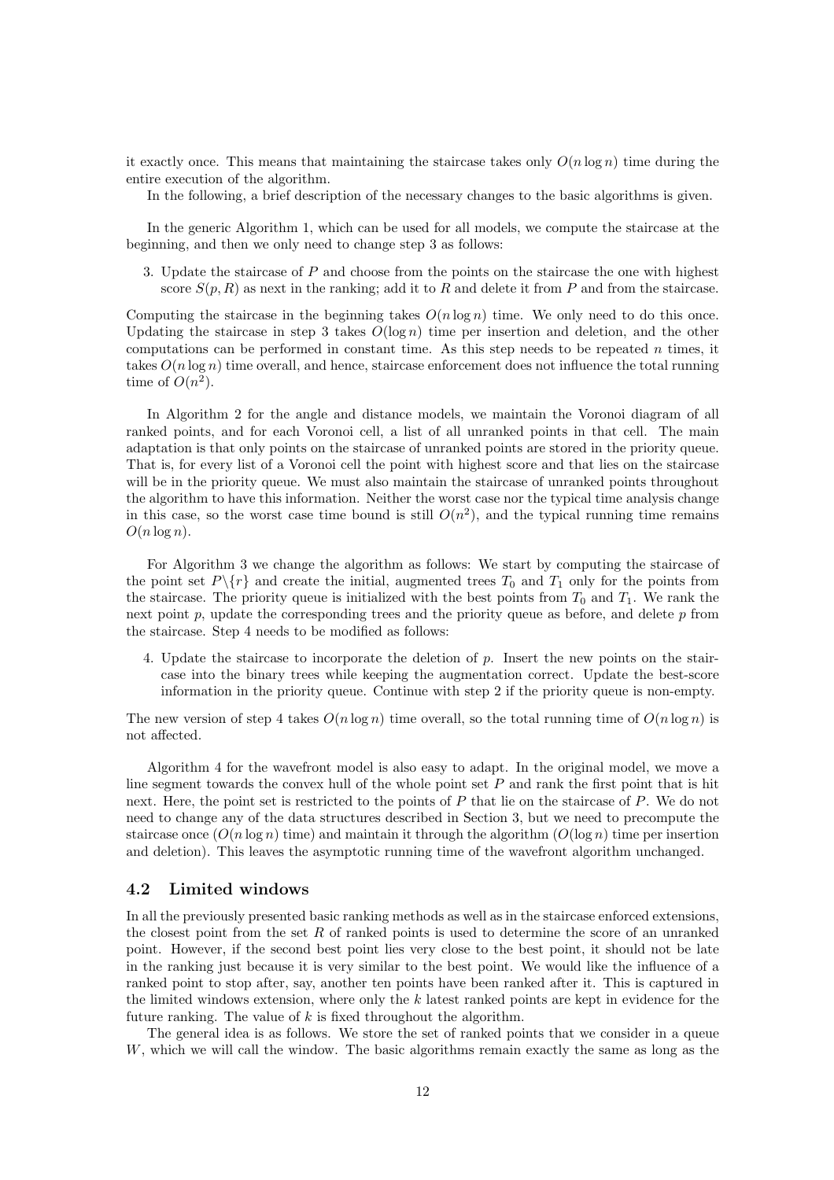it exactly once. This means that maintaining the staircase takes only $O(n \log n)$ time during the entire execution of the algorithm.

In the following, a brief description of the necessary changes to the basic algorithms is given.

In the generic Algorithm 1, which can be used for all models, we compute the staircase at the beginning, and then we only need to change step 3 as follows:

3. Update the staircase of $P$ and choose from the points on the staircase the one with highest score $S(p, R)$ as next in the ranking; add it to $R$ and delete it from $P$ and from the staircase.

Computing the staircase in the beginning takes $O(n \log n)$ time. We only need to do this once. Updating the staircase in step 3 takes $O(\log n)$ time per insertion and deletion, and the other computations can be performed in constant time. As this step needs to be repeated $n$ times, it takes $O(n \log n)$ time overall, and hence, staircase enforcement does not influence the total running time of $O(n^2)$.

In Algorithm 2 for the angle and distance models, we maintain the Voronoi diagram of all ranked points, and for each Voronoi cell, a list of all unranked points in that cell. The main adaptation is that only points on the staircase of unranked points are stored in the priority queue. That is, for every list of a Voronoi cell the point with highest score and that lies on the staircase will be in the priority queue. We must also maintain the staircase of unranked points throughout the algorithm to have this information. Neither the worst case nor the typical time analysis change in this case, so the worst case time bound is still $O(n^2)$, and the typical running time remains $O(n \log n)$.

For Algorithm 3 we change the algorithm as follows: We start by computing the staircase of the point set $P \backslash \{r\}$ and create the initial, augmented trees $T_0$ and $T_1$ only for the points from the staircase. The priority queue is initialized with the best points from $T_0$ and $T_1$. We rank the next point $p$, update the corresponding trees and the priority queue as before, and delete $p$ from the staircase. Step 4 needs to be modified as follows:

4. Update the staircase to incorporate the deletion of $p$. Insert the new points on the staircase into the binary trees while keeping the augmentation correct. Update the best-score information in the priority queue. Continue with step 2 if the priority queue is non-empty.

The new version of step 4 takes $O(n \log n)$ time overall, so the total running time of $O(n \log n)$ is not affected.

Algorithm 4 for the wavefront model is also easy to adapt. In the original model, we move a line segment towards the convex hull of the whole point set $P$ and rank the first point that is hit next. Here, the point set is restricted to the points of $P$ that lie on the staircase of $P$. We do not need to change any of the data structures described in Section 3, but we need to precompute the staircase once ($O(n \log n)$ time) and maintain it through the algorithm ($O(\log n)$ time per insertion and deletion). This leaves the asymptotic running time of the wavefront algorithm unchanged.

## 4.2 Limited windows

In all the previously presented basic ranking methods as well as in the staircase enforced extensions, the closest point from the set $R$ of ranked points is used to determine the score of an unranked point. However, if the second best point lies very close to the best point, it should not be late in the ranking just because it is very similar to the best point. We would like the influence of a ranked point to stop after, say, another ten points have been ranked after it. This is captured in the limited windows extension, where only the $k$ latest ranked points are kept in evidence for the future ranking. The value of $k$ is fixed throughout the algorithm.

The general idea is as follows. We store the set of ranked points that we consider in a queue $W$, which we will call the window. The basic algorithms remain exactly the same as long as the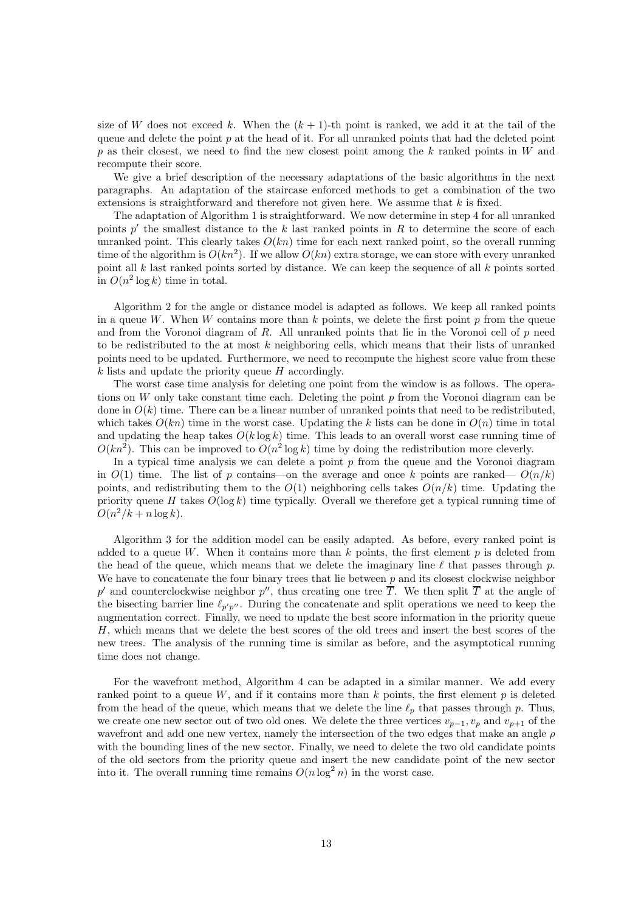size of $W$ does not exceed $k$. When the $(k+1)$-th point is ranked, we add it at the tail of the queue and delete the point $p$ at the head of it. For all unranked points that had the deleted point $p$ as their closest, we need to find the new closest point among the $k$ ranked points in $W$ and recompute their score.

We give a brief description of the necessary adaptations of the basic algorithms in the next paragraphs. An adaptation of the staircase enforced methods to get a combination of the two extensions is straightforward and therefore not given here. We assume that $k$ is fixed.

The adaptation of Algorithm 1 is straightforward. We now determine in step 4 for all unranked points $p'$ the smallest distance to the $k$ last ranked points in $R$ to determine the score of each unranked point. This clearly takes $O(kn)$ time for each next ranked point, so the overall running time of the algorithm is $O(kn^2)$. If we allow $O(kn)$ extra storage, we can store with every unranked point all $k$ last ranked points sorted by distance. We can keep the sequence of all $k$ points sorted in $O(n^2 \log k)$ time in total.

Algorithm 2 for the angle or distance model is adapted as follows. We keep all ranked points in a queue $W$. When $W$ contains more than $k$ points, we delete the first point $p$ from the queue and from the Voronoi diagram of $R$. All unranked points that lie in the Voronoi cell of $p$ need to be redistributed to the at most $k$ neighboring cells, which means that their lists of unranked points need to be updated. Furthermore, we need to recompute the highest score value from these $k$ lists and update the priority queue $H$ accordingly.

The worst case time analysis for deleting one point from the window is as follows. The operations on $W$ only take constant time each. Deleting the point $p$ from the Voronoi diagram can be done in $O(k)$ time. There can be a linear number of unranked points that need to be redistributed, which takes $O(kn)$ time in the worst case. Updating the $k$ lists can be done in $O(n)$ time in total and updating the heap takes $O(k \log k)$ time. This leads to an overall worst case running time of $O(kn^2)$. This can be improved to $O(n^2 \log k)$ time by doing the redistribution more cleverly.

In a typical time analysis we can delete a point $p$ from the queue and the Voronoi diagram in $O(1)$ time. The list of $p$ contains—on the average and once $k$ points are ranked— $O(n/k)$ points, and redistributing them to the $O(1)$ neighboring cells takes $O(n/k)$ time. Updating the priority queue $H$ takes $O(\log k)$ time typically. Overall we therefore get a typical running time of $O(n^2/k + n \log k)$.

Algorithm 3 for the addition model can be easily adapted. As before, every ranked point is added to a queue $W$. When it contains more than $k$ points, the first element $p$ is deleted from the head of the queue, which means that we delete the imaginary line $\ell$ that passes through $p$. We have to concatenate the four binary trees that lie between $p$ and its closest clockwise neighbor $p'$ and counterclockwise neighbor $p''$, thus creating one tree $\overline{T}$. We then split $\overline{T}$ at the angle of the bisecting barrier line $\ell_{p'p''}$. During the concatenate and split operations we need to keep the augmentation correct. Finally, we need to update the best score information in the priority queue $H$, which means that we delete the best scores of the old trees and insert the best scores of the new trees. The analysis of the running time is similar as before, and the asymptotical running time does not change.

For the wavefront method, Algorithm 4 can be adapted in a similar manner. We add every ranked point to a queue $W$, and if it contains more than $k$ points, the first element $p$ is deleted from the head of the queue, which means that we delete the line $\ell_p$ that passes through $p$. Thus, we create one new sector out of two old ones. We delete the three vertices $v_{p-1}, v_p$ and $v_{p+1}$ of the wavefront and add one new vertex, namely the intersection of the two edges that make an angle $\rho$ with the bounding lines of the new sector. Finally, we need to delete the two old candidate points of the old sectors from the priority queue and insert the new candidate point of the new sector into it. The overall running time remains $O(n \log^2 n)$ in the worst case.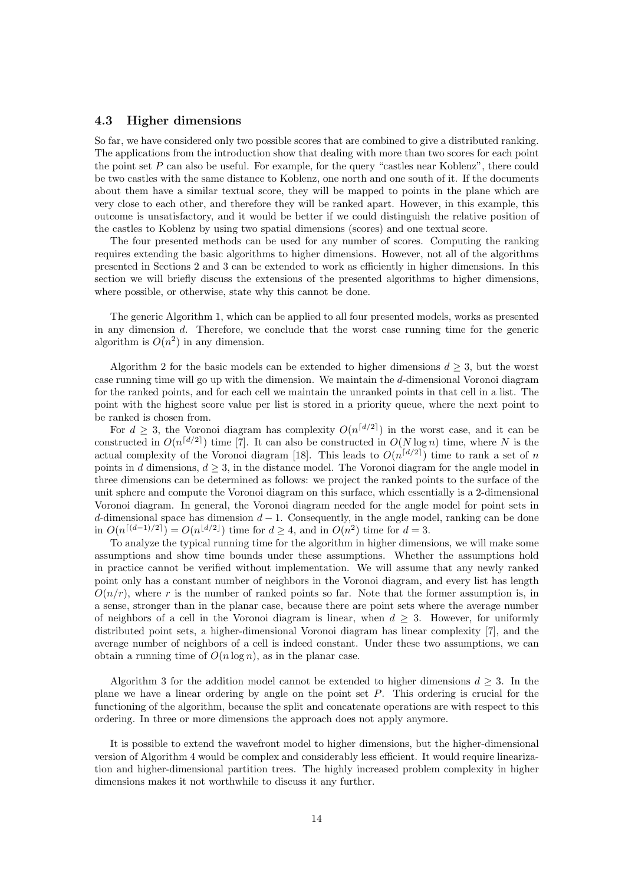### 4.3 Higher dimensions

So far, we have considered only two possible scores that are combined to give a distributed ranking. The applications from the introduction show that dealing with more than two scores for each point the point set $P$ can also be useful. For example, for the query "castles near Koblenz", there could be two castles with the same distance to Koblenz, one north and one south of it. If the documents about them have a similar textual score, they will be mapped to points in the plane which are very close to each other, and therefore they will be ranked apart. However, in this example, this outcome is unsatisfactory, and it would be better if we could distinguish the relative position of the castles to Koblenz by using two spatial dimensions (scores) and one textual score.

The four presented methods can be used for any number of scores. Computing the ranking requires extending the basic algorithms to higher dimensions. However, not all of the algorithms presented in Sections 2 and 3 can be extended to work as efficiently in higher dimensions. In this section we will briefly discuss the extensions of the presented algorithms to higher dimensions, where possible, or otherwise, state why this cannot be done.

The generic Algorithm 1, which can be applied to all four presented models, works as presented in any dimension $d$. Therefore, we conclude that the worst case running time for the generic algorithm is $O(n^2)$ in any dimension.

Algorithm 2 for the basic models can be extended to higher dimensions $d \geq 3$, but the worst case running time will go up with the dimension. We maintain the $d$-dimensional Voronoi diagram for the ranked points, and for each cell we maintain the unranked points in that cell in a list. The point with the highest score value per list is stored in a priority queue, where the next point to be ranked is chosen from.

For $d \geq 3$, the Voronoi diagram has complexity $O(n^{\lceil d/2 \rceil})$ in the worst case, and it can be constructed in $O(n^{\lceil d/2 \rceil})$ time [7]. It can also be constructed in $O(N \log n)$ time, where $N$ is the actual complexity of the Voronoi diagram [18]. This leads to $O(n^{\lceil d/2 \rceil})$ time to rank a set of $n$ points in $d$ dimensions, $d \geq 3$, in the distance model. The Voronoi diagram for the angle model in three dimensions can be determined as follows: we project the ranked points to the surface of the unit sphere and compute the Voronoi diagram on this surface, which essentially is a 2-dimensional Voronoi diagram. In general, the Voronoi diagram needed for the angle model for point sets in $d$-dimensional space has dimension $d-1$. Consequently, in the angle model, ranking can be done in $O(n^{\lceil (d-1)/2 \rceil}) = O(n^{\lfloor d/2 \rfloor})$ time for $d \geq 4$, and in $O(n^2)$ time for $d = 3$.

To analyze the typical running time for the algorithm in higher dimensions, we will make some assumptions and show time bounds under these assumptions. Whether the assumptions hold in practice cannot be verified without implementation. We will assume that any newly ranked point only has a constant number of neighbors in the Voronoi diagram, and every list has length $O(n/r)$, where $r$ is the number of ranked points so far. Note that the former assumption is, in a sense, stronger than in the planar case, because there are point sets where the average number of neighbors of a cell in the Voronoi diagram is linear, when $d \geq 3$. However, for uniformly distributed point sets, a higher-dimensional Voronoi diagram has linear complexity [7], and the average number of neighbors of a cell is indeed constant. Under these two assumptions, we can obtain a running time of $O(n \log n)$, as in the planar case.

Algorithm 3 for the addition model cannot be extended to higher dimensions $d \geq 3$. In the plane we have a linear ordering by angle on the point set $P$. This ordering is crucial for the functioning of the algorithm, because the split and concatenate operations are with respect to this ordering. In three or more dimensions the approach does not apply anymore.

It is possible to extend the wavefront model to higher dimensions, but the higher-dimensional version of Algorithm 4 would be complex and considerably less efficient. It would require linearization and higher-dimensional partition trees. The highly increased problem complexity in higher dimensions makes it not worthwhile to discuss it any further.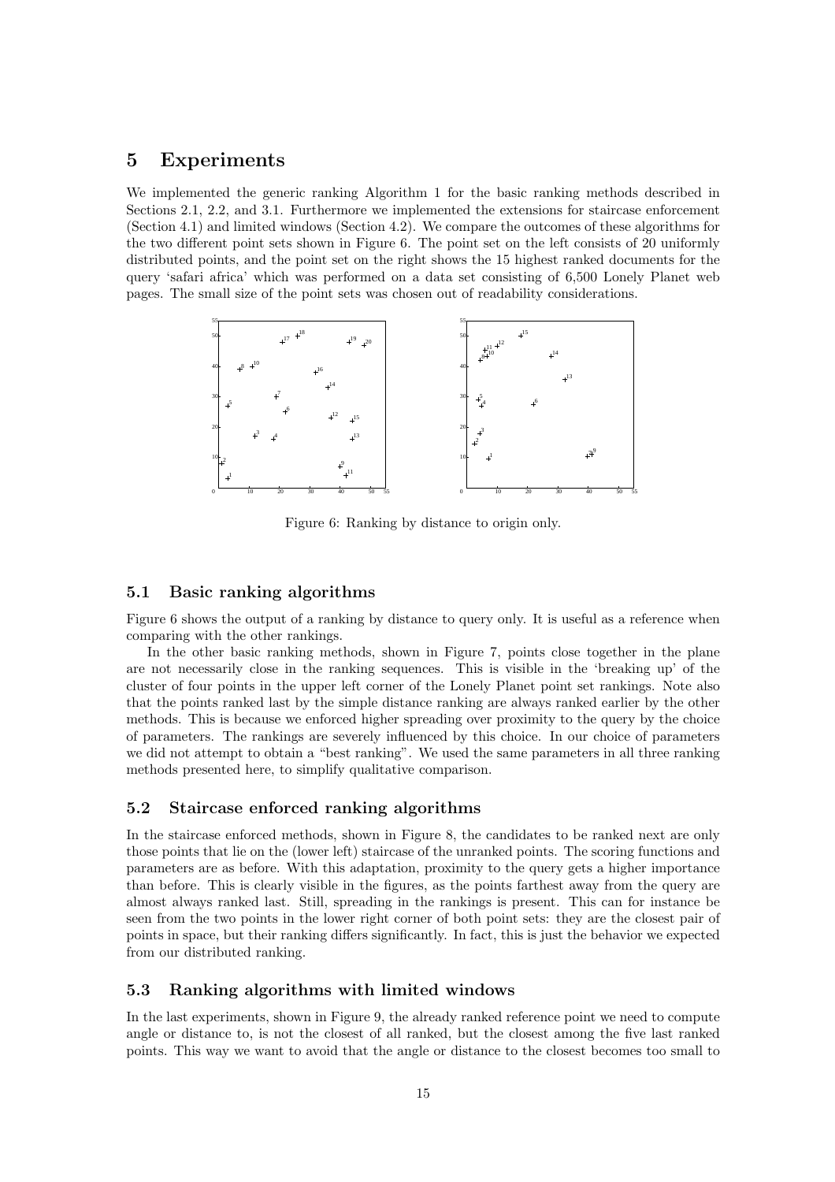## 5 Experiments

We implemented the generic ranking Algorithm 1 for the basic ranking methods described in Sections 2.1, 2.2, and 3.1. Furthermore we implemented the extensions for staircase enforcement (Section 4.1) and limited windows (Section 4.2). We compare the outcomes of these algorithms for the two different point sets shown in Figure 6. The point set on the left consists of 20 uniformly distributed points, and the point set on the right shows the 15 highest ranked documents for the query 'safari africa' which was performed on a data set consisting of 6,500 Lonely Planet web pages. The small size of the point sets was chosen out of readability considerations.

Figure 6: Ranking by distance to origin only.

### 5.1 Basic ranking algorithms

Figure 6 shows the output of a ranking by distance to query only. It is useful as a reference when comparing with the other rankings.

In the other basic ranking methods, shown in Figure 7, points close together in the plane are not necessarily close in the ranking sequences. This is visible in the 'breaking up' of the cluster of four points in the upper left corner of the Lonely Planet point set rankings. Note also that the points ranked last by the simple distance ranking are always ranked earlier by the other methods. This is because we enforced higher spreading over proximity to the query by the choice of parameters. The rankings are severely influenced by this choice. In our choice of parameters we did not attempt to obtain a "best ranking". We used the same parameters in all three ranking methods presented here, to simplify qualitative comparison.

### 5.2 Staircase enforced ranking algorithms

In the staircase enforced methods, shown in Figure 8, the candidates to be ranked next are only those points that lie on the (lower left) staircase of the unranked points. The scoring functions and parameters are as before. With this adaptation, proximity to the query gets a higher importance than before. This is clearly visible in the figures, as the points farthest away from the query are almost always ranked last. Still, spreading in the rankings is present. This can for instance be seen from the two points in the lower right corner of both point sets: they are the closest pair of points in space, but their ranking differs significantly. In fact, this is just the behavior we expected from our distributed ranking.

### 5.3 Ranking algorithms with limited windows

In the last experiments, shown in Figure 9, the already ranked reference point we need to compute angle or distance to, is not the closest of all ranked, but the closest among the five last ranked points. This way we want to avoid that the angle or distance to the closest becomes too small to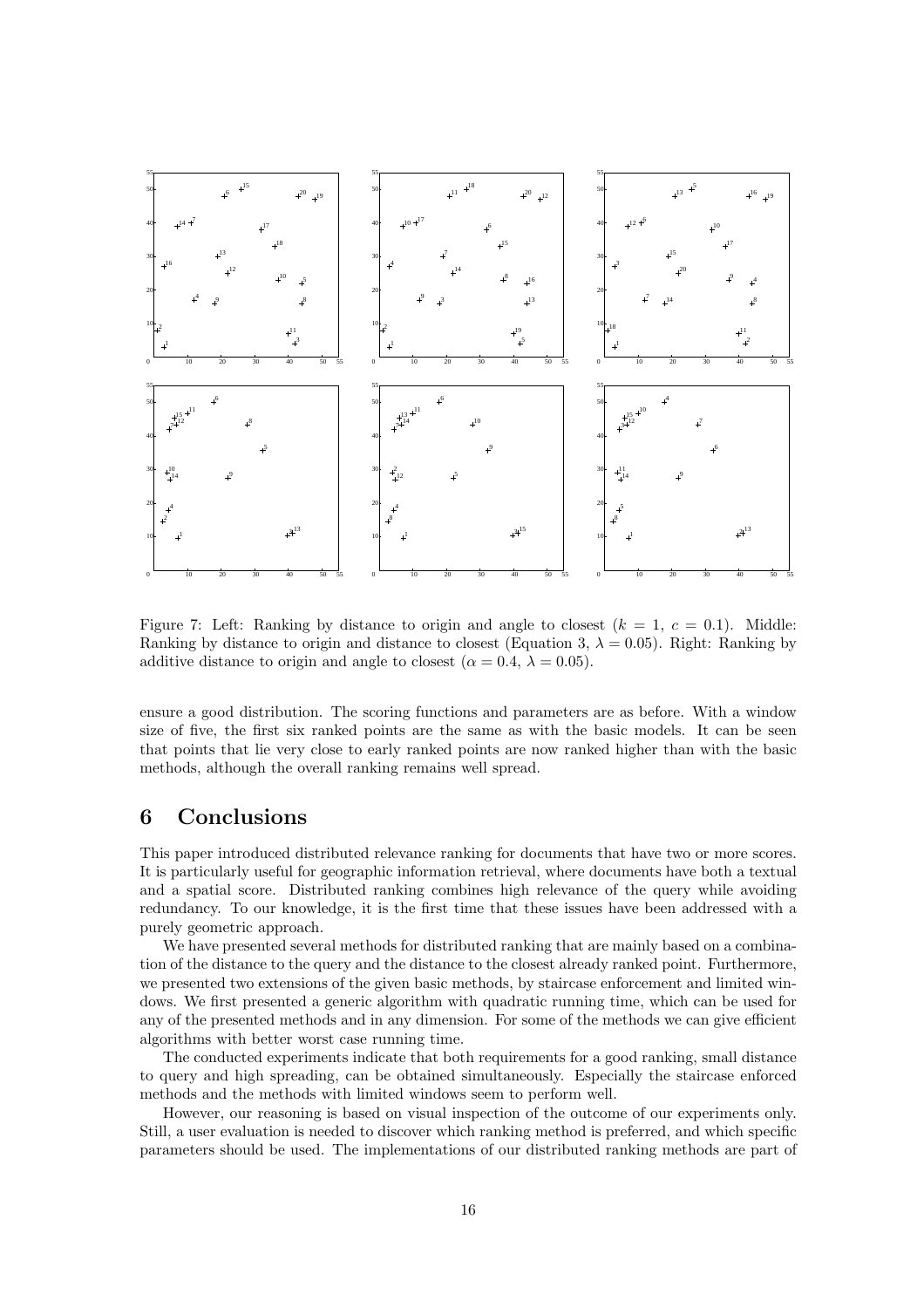Figure 7: Left: Ranking by distance to origin and angle to closest ($k = 1$, $c = 0.1$). Middle: Ranking by distance to origin and distance to closest (Equation 3, $\lambda = 0.05$). Right: Ranking by additive distance to origin and angle to closest ($\alpha = 0.4$, $\lambda = 0.05$).

ensure a good distribution. The scoring functions and parameters are as before. With a window size of five, the first six ranked points are the same as with the basic models. It can be seen that points that lie very close to early ranked points are now ranked higher than with the basic methods, although the overall ranking remains well spread.

# 6 Conclusions

This paper introduced distributed relevance ranking for documents that have two or more scores. It is particularly useful for geographic information retrieval, where documents have both a textual and a spatial score. Distributed ranking combines high relevance of the query while avoiding redundancy. To our knowledge, it is the first time that these issues have been addressed with a purely geometric approach.

We have presented several methods for distributed ranking that are mainly based on a combination of the distance to the query and the distance to the closest already ranked point. Furthermore, we presented two extensions of the given basic methods, by staircase enforcement and limited windows. We first presented a generic algorithm with quadratic running time, which can be used for any of the presented methods and in any dimension. For some of the methods we can give efficient algorithms with better worst case running time.

The conducted experiments indicate that both requirements for a good ranking, small distance to query and high spreading, can be obtained simultaneously. Especially the staircase enforced methods and the methods with limited windows seem to perform well.

However, our reasoning is based on visual inspection of the outcome of our experiments only. Still, a user evaluation is needed to discover which ranking method is preferred, and which specific parameters should be used. The implementations of our distributed ranking methods are part of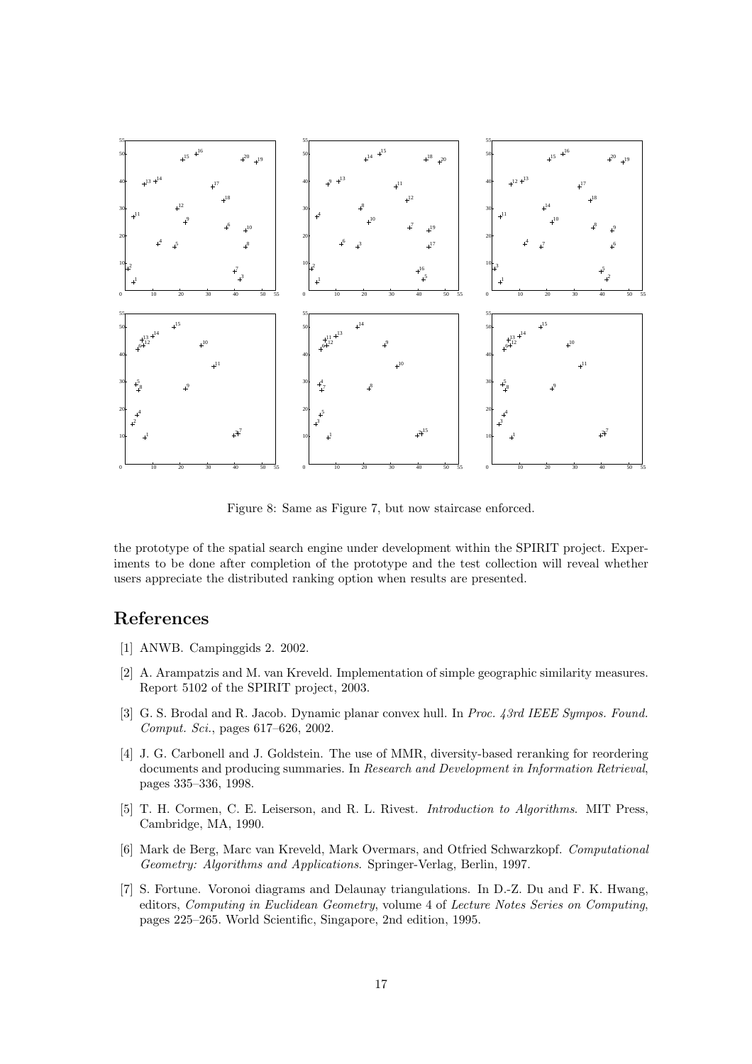Figure 8: Same as Figure 7, but now staircase enforced.

the prototype of the spatial search engine under development within the SPIRIT project. Experiments to be done after completion of the prototype and the test collection will reveal whether users appreciate the distributed ranking option when results are presented.

## References

[1] ANWB. Campinggids 2. 2002.

[2] A. Arampatzis and M. van Kreveld. Implementation of simple geographic similarity measures. Report 5102 of the SPIRIT project, 2003.

[3] G. S. Brodal and R. Jacob. Dynamic planar convex hull. In *Proc. 43rd IEEE Sympos. Found. Comput. Sci.*, pages 617–626, 2002.

[4] J. G. Carbonell and J. Goldstein. The use of MMR, diversity-based reranking for reordering documents and producing summaries. In *Research and Development in Information Retrieval*, pages 335–336, 1998.

[5] T. H. Cormen, C. E. Leiserson, and R. L. Rivest. *Introduction to Algorithms*. MIT Press, Cambridge, MA, 1990.

[6] Mark de Berg, Marc van Kreveld, Mark Overmars, and Otfried Schwarzkopf. *Computational Geometry: Algorithms and Applications*. Springer-Verlag, Berlin, 1997.

[7] S. Fortune. Voronoi diagrams and Delaunay triangulations. In D.-Z. Du and F. K. Hwang, editors, *Computing in Euclidean Geometry*, volume 4 of *Lecture Notes Series on Computing*, pages 225–265. World Scientific, Singapore, 2nd edition, 1995.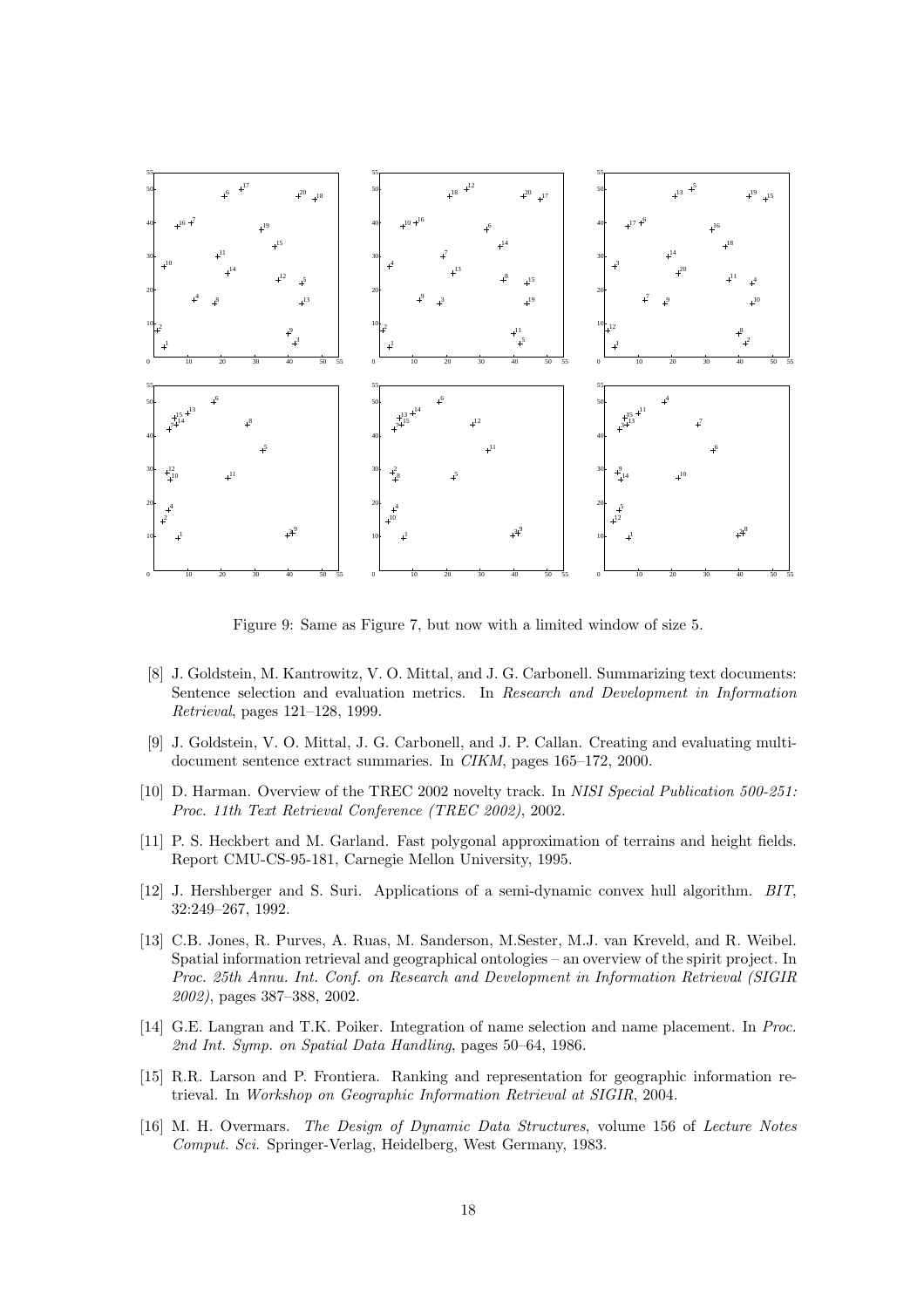Figure 9: Same as Figure 7, but now with a limited window of size 5.

[8] J. Goldstein, M. Kantrowitz, V. O. Mittal, and J. G. Carbonell. Summarizing text documents: Sentence selection and evaluation metrics. In *Research and Development in Information Retrieval*, pages 121–128, 1999.

[9] J. Goldstein, V. O. Mittal, J. G. Carbonell, and J. P. Callan. Creating and evaluating multi-document sentence extract summaries. In *CIKM*, pages 165–172, 2000.

[10] D. Harman. Overview of the TREC 2002 novelty track. In *NISI Special Publication 500-251: Proc. 11th Text Retrieval Conference (TREC 2002)*, 2002.

[11] P. S. Heckbert and M. Garland. Fast polygonal approximation of terrains and height fields. Report CMU-CS-95-181, Carnegie Mellon University, 1995.

[12] J. Hershberger and S. Suri. Applications of a semi-dynamic convex hull algorithm. *BIT*, 32:249–267, 1992.

[13] C.B. Jones, R. Purves, A. Ruas, M. Sanderson, M.Sester, M.J. van Kreveld, and R. Weibel. Spatial information retrieval and geographical ontologies – an overview of the spirit project. In *Proc. 25th Annu. Int. Conf. on Research and Development in Information Retrieval (SIGIR 2002)*, pages 387–388, 2002.

[14] G.E. Langran and T.K. Poiker. Integration of name selection and name placement. In *Proc. 2nd Int. Symp. on Spatial Data Handling*, pages 50–64, 1986.

[15] R.R. Larson and P. Frontiera. Ranking and representation for geographic information retrieval. In *Workshop on Geographic Information Retrieval at SIGIR*, 2004.

[16] M. H. Overmars. *The Design of Dynamic Data Structures*, volume 156 of *Lecture Notes Comput. Sci.* Springer-Verlag, Heidelberg, West Germany, 1983.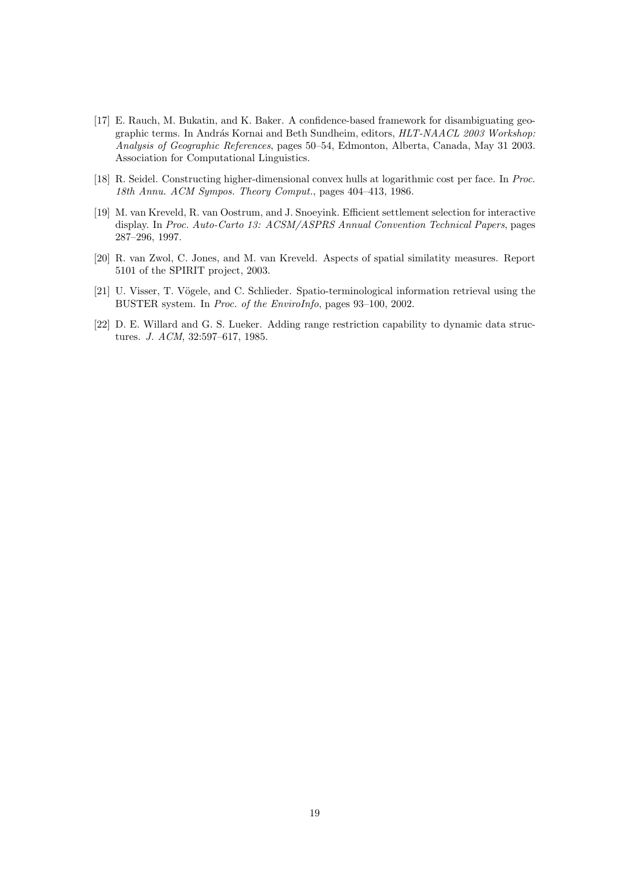[17] E. Rauch, M. Bukatin, and K. Baker. A confidence-based framework for disambiguating geographic terms. In András Kornai and Beth Sundheim, editors, *HLT-NAACL 2003 Workshop: Analysis of Geographic References*, pages 50–54, Edmonton, Alberta, Canada, May 31 2003. Association for Computational Linguistics.

[18] R. Seidel. Constructing higher-dimensional convex hulls at logarithmic cost per face. In *Proc. 18th Annu. ACM Sympos. Theory Comput.*, pages 404–413, 1986.

[19] M. van Kreveld, R. van Oostrum, and J. Snoeyink. Efficient settlement selection for interactive display. In *Proc. Auto-Carto 13: ACSM/ASPRS Annual Convention Technical Papers*, pages 287–296, 1997.

[20] R. van Zwol, C. Jones, and M. van Kreveld. Aspects of spatial similatity measures. Report 5101 of the SPIRIT project, 2003.

[21] U. Visser, T. Vögele, and C. Schlieder. Spatio-terminological information retrieval using the BUSTER system. In *Proc. of the EnviroInfo*, pages 93–100, 2002.

[22] D. E. Willard and G. S. Lueker. Adding range restriction capability to dynamic data structures. *J. ACM*, 32:597–617, 1985.